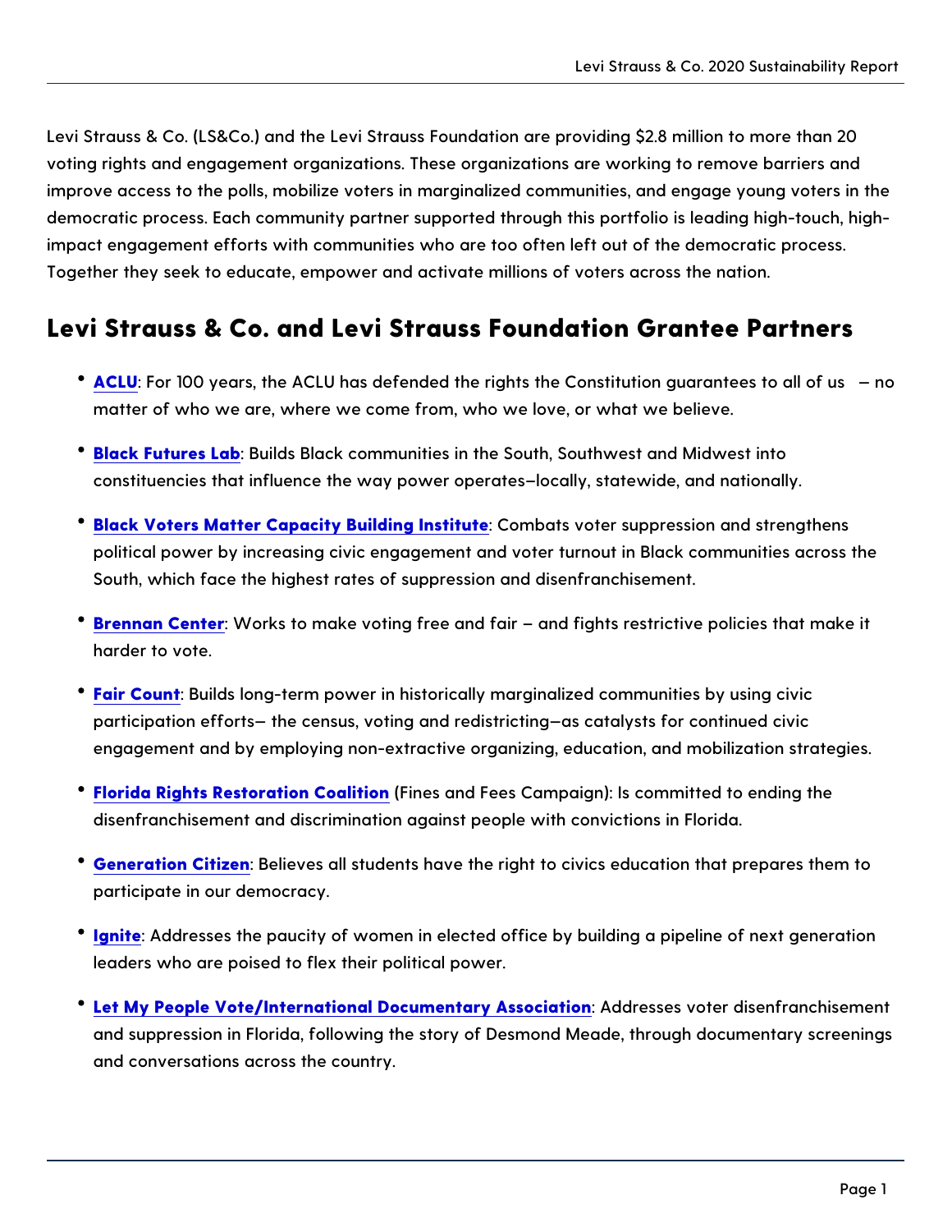Levi Strauss & Co. (LS&Co.) and the Levi Strauss Foundation are providing $2.8 million to more than 20 voting rights and engagement organizations. These organizations are working to remove barriers and improve access to the polls, mobilize voters in marginalized communities, and engage young voters in the democratic process. Each community partner supported through this portfolio is leading high-touch, high-impact engagement efforts with communities who are too often left out of the democratic process. Together they seek to educate, empower and activate millions of voters across the nation.

## Levi Strauss & Co. and Levi Strauss Foundation Grantee Partners

- **ACLU**: For 100 years, the ACLU has defended the rights the Constitution guarantees to all of us – no matter of who we are, where we come from, who we love, or what we believe.
- **Black Futures Lab**: Builds Black communities in the South, Southwest and Midwest into constituencies that influence the way power operates–locally, statewide, and nationally.
- **Black Voters Matter Capacity Building Institute**: Combats voter suppression and strengthens political power by increasing civic engagement and voter turnout in Black communities across the South, which face the highest rates of suppression and disenfranchisement.
- **Brennan Center**: Works to make voting free and fair – and fights restrictive policies that make it harder to vote.
- **Fair Count**: Builds long-term power in historically marginalized communities by using civic participation efforts– the census, voting and redistricting–as catalysts for continued civic engagement and by employing non-extractive organizing, education, and mobilization strategies.
- **Florida Rights Restoration Coalition** (Fines and Fees Campaign): Is committed to ending the disenfranchisement and discrimination against people with convictions in Florida.
- **Generation Citizen**: Believes all students have the right to civics education that prepares them to participate in our democracy.
- **Ignite**: Addresses the paucity of women in elected office by building a pipeline of next generation leaders who are poised to flex their political power.
- **Let My People Vote/International Documentary Association**: Addresses voter disenfranchisement and suppression in Florida, following the story of Desmond Meade, through documentary screenings and conversations across the country.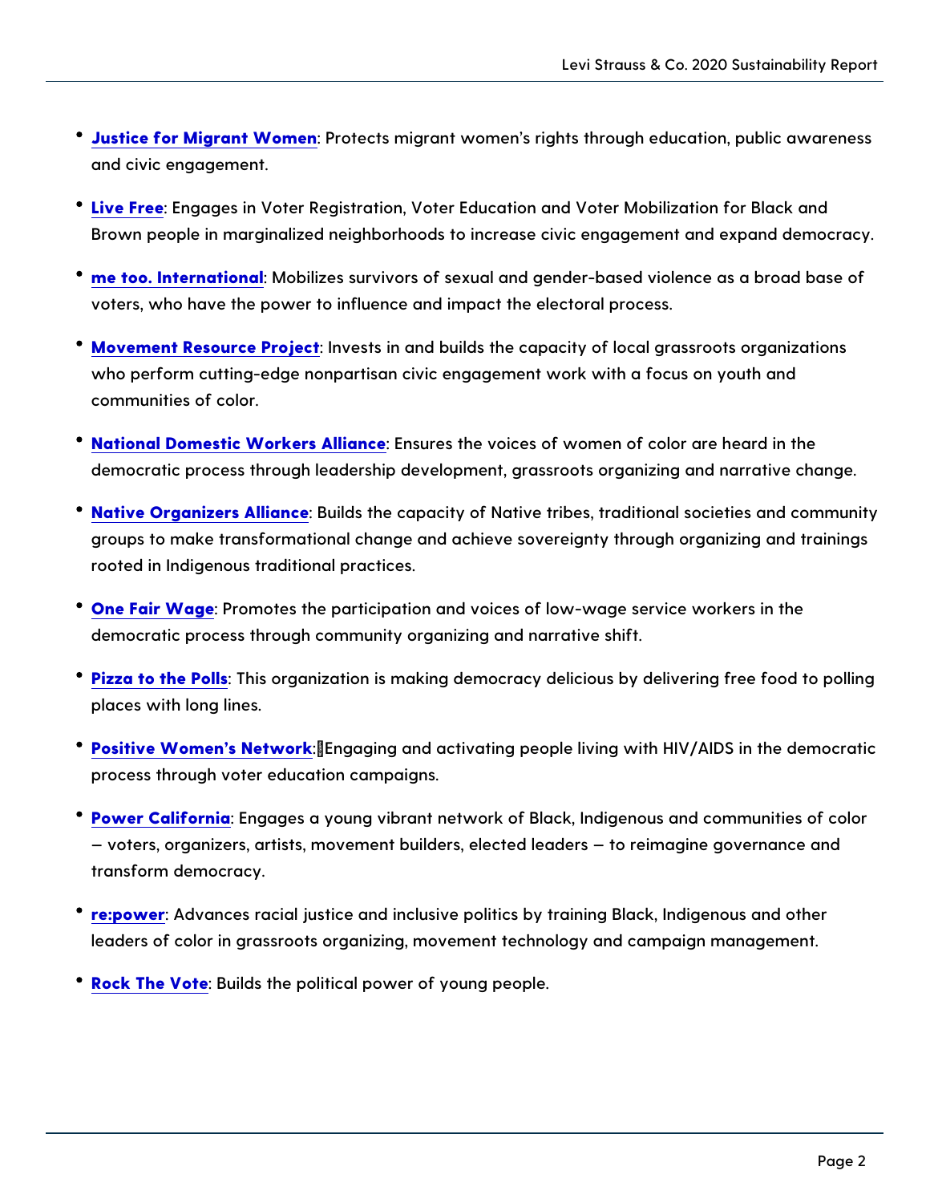- **Justice for Migrant Women**: Protects migrant women's rights through education, public awareness and civic engagement.
- **Live Free**: Engages in Voter Registration, Voter Education and Voter Mobilization for Black and Brown people in marginalized neighborhoods to increase civic engagement and expand democracy.
- **me too. International**: Mobilizes survivors of sexual and gender-based violence as a broad base of voters, who have the power to influence and impact the electoral process.
- **Movement Resource Project**: Invests in and builds the capacity of local grassroots organizations who perform cutting-edge nonpartisan civic engagement work with a focus on youth and communities of color.
- **National Domestic Workers Alliance**: Ensures the voices of women of color are heard in the democratic process through leadership development, grassroots organizing and narrative change.
- **Native Organizers Alliance**: Builds the capacity of Native tribes, traditional societies and community groups to make transformational change and achieve sovereignty through organizing and trainings rooted in Indigenous traditional practices.
- **One Fair Wage**: Promotes the participation and voices of low-wage service workers in the democratic process through community organizing and narrative shift.
- **Pizza to the Polls**: This organization is making democracy delicious by delivering free food to polling places with long lines.
- **Positive Women's Network**: Engaging and activating people living with HIV/AIDS in the democratic process through voter education campaigns.
- **Power California**: Engages a young vibrant network of Black, Indigenous and communities of color – voters, organizers, artists, movement builders, elected leaders – to reimagine governance and transform democracy.
- **re:power**: Advances racial justice and inclusive politics by training Black, Indigenous and other leaders of color in grassroots organizing, movement technology and campaign management.
- **Rock The Vote**: Builds the political power of young people.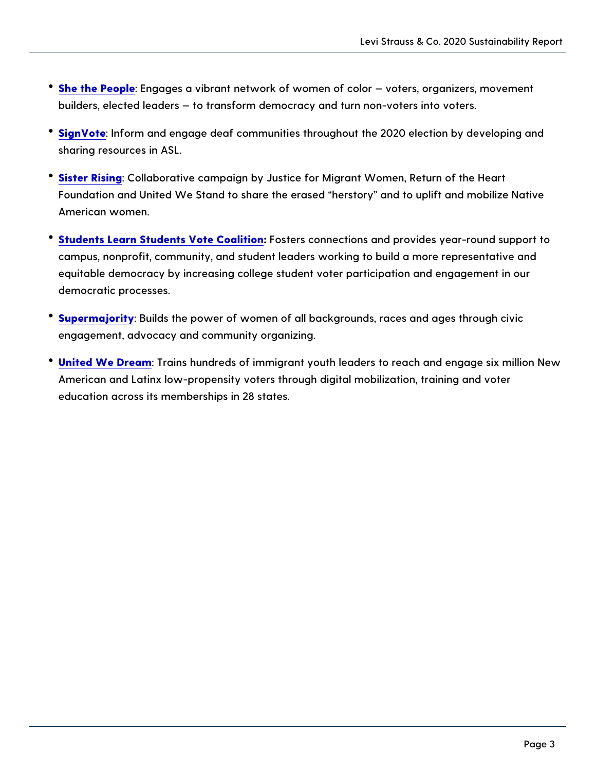- **She the People**: Engages a vibrant network of women of color – voters, organizers, movement builders, elected leaders – to transform democracy and turn non-voters into voters.
- **SignVote**: Inform and engage deaf communities throughout the 2020 election by developing and sharing resources in ASL.
- **Sister Rising**: Collaborative campaign by Justice for Migrant Women, Return of the Heart Foundation and United We Stand to share the erased "herstory" and to uplift and mobilize Native American women.
- **Students Learn Students Vote Coalition:** Fosters connections and provides year-round support to campus, nonprofit, community, and student leaders working to build a more representative and equitable democracy by increasing college student voter participation and engagement in our democratic processes.
- **Supermajority**: Builds the power of women of all backgrounds, races and ages through civic engagement, advocacy and community organizing.
- **United We Dream**: Trains hundreds of immigrant youth leaders to reach and engage six million New American and Latinx low-propensity voters through digital mobilization, training and voter education across its memberships in 28 states.